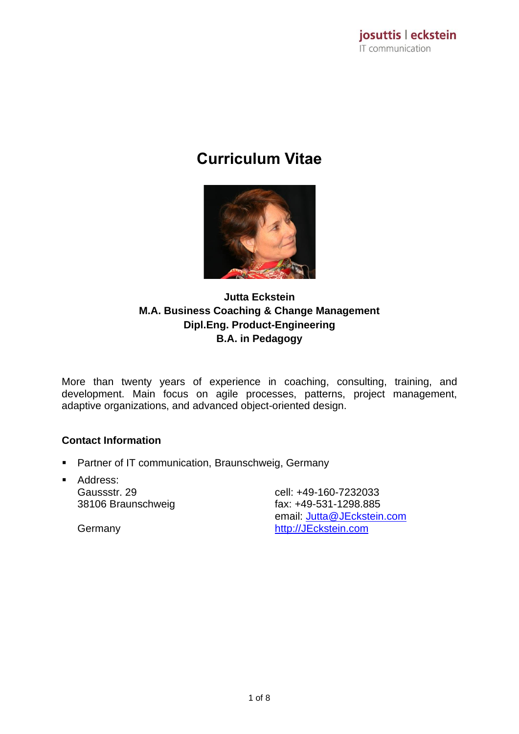josuttis | eckstein
IT communication

# Curriculum Vitae

**Jutta Eckstein**
**M.A. Business Coaching & Change Management**
**Dipl.Eng. Product-Engineering**
**B.A. in Pedagogy**

More than twenty years of experience in coaching, consulting, training, and development. Main focus on agile processes, patterns, project management, adaptive organizations, and advanced object-oriented design.

## Contact Information

- Partner of IT communication, Braunschweig, Germany
- Address:
  Gaussstr. 29
  38106 Braunschweig

  Germany

  cell: +49-160-7232033
  fax: +49-531-1298.885
  email: Jutta@JEckstein.com
  http://JEckstein.com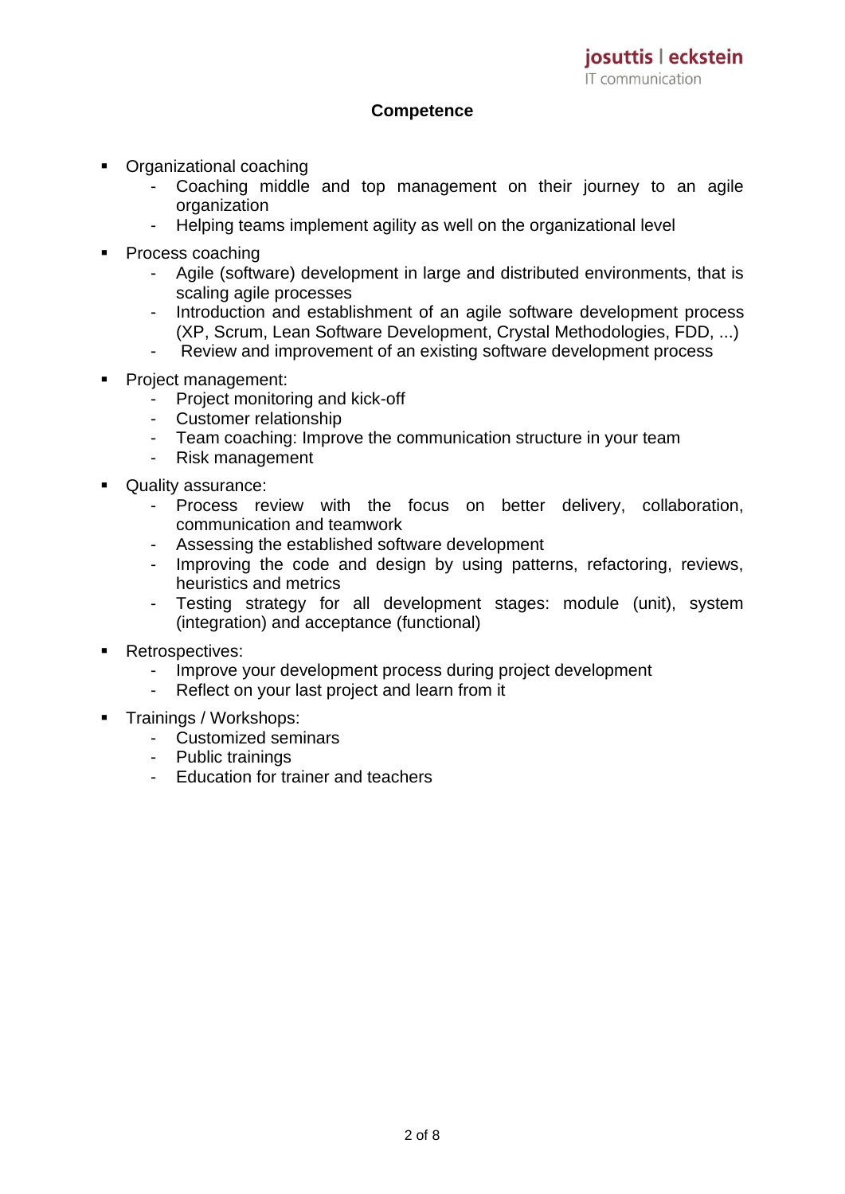## Competence

- Organizational coaching
  - Coaching middle and top management on their journey to an agile organization
  - Helping teams implement agility as well on the organizational level
- Process coaching
  - Agile (software) development in large and distributed environments, that is scaling agile processes
  - Introduction and establishment of an agile software development process (XP, Scrum, Lean Software Development, Crystal Methodologies, FDD, ...)
  - Review and improvement of an existing software development process
- Project management:
  - Project monitoring and kick-off
  - Customer relationship
  - Team coaching: Improve the communication structure in your team
  - Risk management
- Quality assurance:
  - Process review with the focus on better delivery, collaboration, communication and teamwork
  - Assessing the established software development
  - Improving the code and design by using patterns, refactoring, reviews, heuristics and metrics
  - Testing strategy for all development stages: module (unit), system (integration) and acceptance (functional)
- Retrospectives:
  - Improve your development process during project development
  - Reflect on your last project and learn from it
- Trainings / Workshops:
  - Customized seminars
  - Public trainings
  - Education for trainer and teachers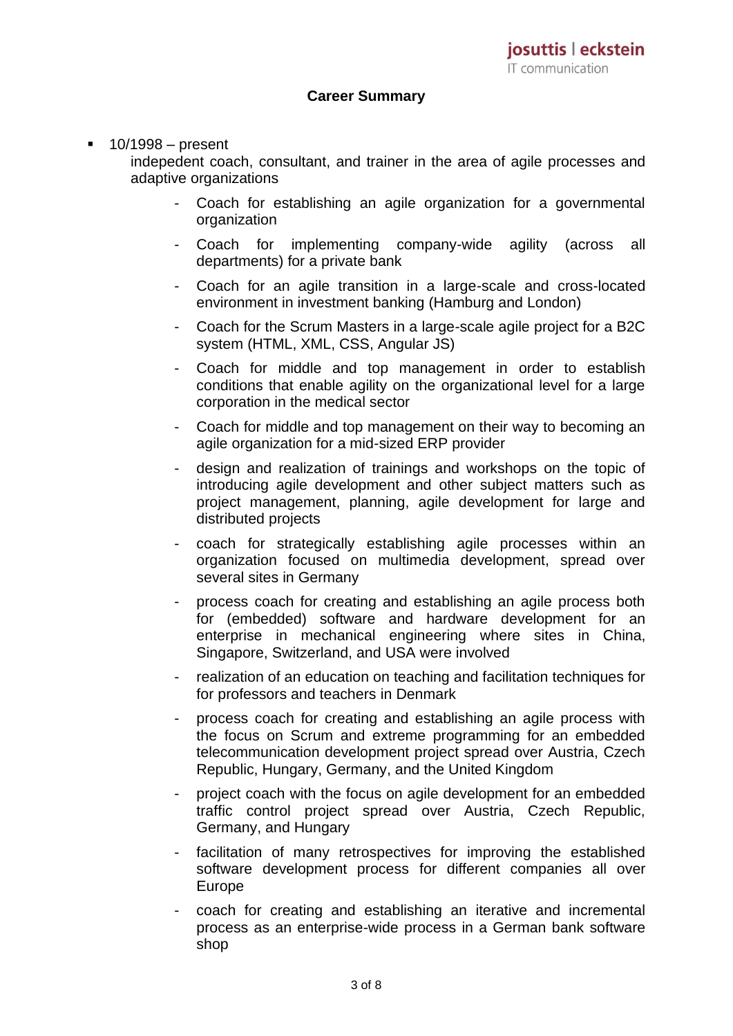## Career Summary

- 10/1998 – present

  indepedent coach, consultant, and trainer in the area of agile processes and adaptive organizations

  - Coach for establishing an agile organization for a governmental organization
  - Coach for implementing company-wide agility (across all departments) for a private bank
  - Coach for an agile transition in a large-scale and cross-located environment in investment banking (Hamburg and London)
  - Coach for the Scrum Masters in a large-scale agile project for a B2C system (HTML, XML, CSS, Angular JS)
  - Coach for middle and top management in order to establish conditions that enable agility on the organizational level for a large corporation in the medical sector
  - Coach for middle and top management on their way to becoming an agile organization for a mid-sized ERP provider
  - design and realization of trainings and workshops on the topic of introducing agile development and other subject matters such as project management, planning, agile development for large and distributed projects
  - coach for strategically establishing agile processes within an organization focused on multimedia development, spread over several sites in Germany
  - process coach for creating and establishing an agile process both for (embedded) software and hardware development for an enterprise in mechanical engineering where sites in China, Singapore, Switzerland, and USA were involved
  - realization of an education on teaching and facilitation techniques for for professors and teachers in Denmark
  - process coach for creating and establishing an agile process with the focus on Scrum and extreme programming for an embedded telecommunication development project spread over Austria, Czech Republic, Hungary, Germany, and the United Kingdom
  - project coach with the focus on agile development for an embedded traffic control project spread over Austria, Czech Republic, Germany, and Hungary
  - facilitation of many retrospectives for improving the established software development process for different companies all over Europe
  - coach for creating and establishing an iterative and incremental process as an enterprise-wide process in a German bank software shop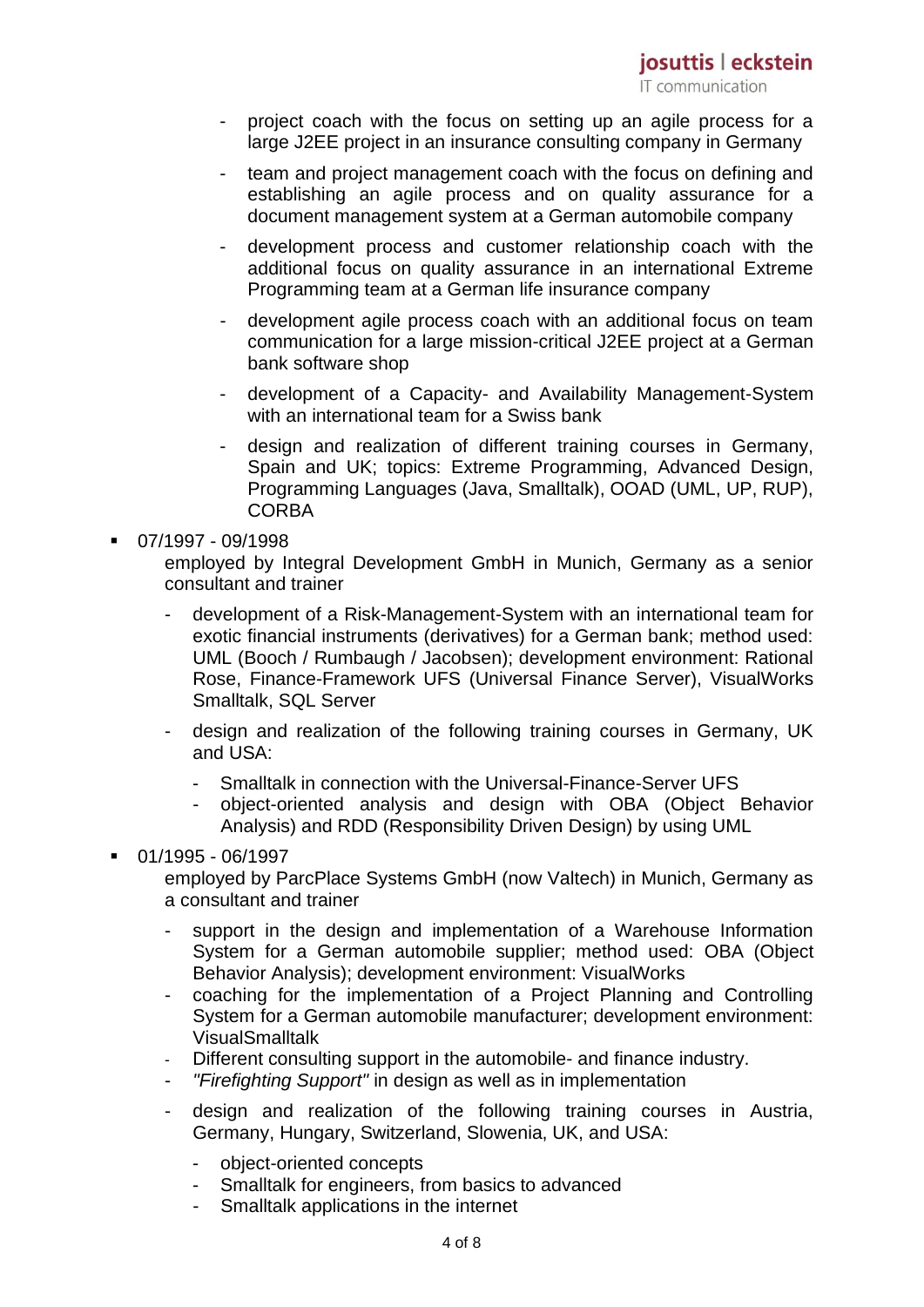- project coach with the focus on setting up an agile process for a large J2EE project in an insurance consulting company in Germany
- team and project management coach with the focus on defining and establishing an agile process and on quality assurance for a document management system at a German automobile company
- development process and customer relationship coach with the additional focus on quality assurance in an international Extreme Programming team at a German life insurance company
- development agile process coach with an additional focus on team communication for a large mission-critical J2EE project at a German bank software shop
- development of a Capacity- and Availability Management-System with an international team for a Swiss bank
- design and realization of different training courses in Germany, Spain and UK; topics: Extreme Programming, Advanced Design, Programming Languages (Java, Smalltalk), OOAD (UML, UP, RUP), CORBA

- 07/1997 - 09/1998
  employed by Integral Development GmbH in Munich, Germany as a senior consultant and trainer
  - development of a Risk-Management-System with an international team for exotic financial instruments (derivatives) for a German bank; method used: UML (Booch / Rumbaugh / Jacobsen); development environment: Rational Rose, Finance-Framework UFS (Universal Finance Server), VisualWorks Smalltalk, SQL Server
  - design and realization of the following training courses in Germany, UK and USA:
    - Smalltalk in connection with the Universal-Finance-Server UFS
    - object-oriented analysis and design with OBA (Object Behavior Analysis) and RDD (Responsibility Driven Design) by using UML

- 01/1995 - 06/1997
  employed by ParcPlace Systems GmbH (now Valtech) in Munich, Germany as a consultant and trainer
  - support in the design and implementation of a Warehouse Information System for a German automobile supplier; method used: OBA (Object Behavior Analysis); development environment: VisualWorks
  - coaching for the implementation of a Project Planning and Controlling System for a German automobile manufacturer; development environment: VisualSmalltalk
  - Different consulting support in the automobile- and finance industry.
  - *"Firefighting Support"* in design as well as in implementation
  - design and realization of the following training courses in Austria, Germany, Hungary, Switzerland, Slowenia, UK, and USA:
    - object-oriented concepts
    - Smalltalk for engineers, from basics to advanced
    - Smalltalk applications in the internet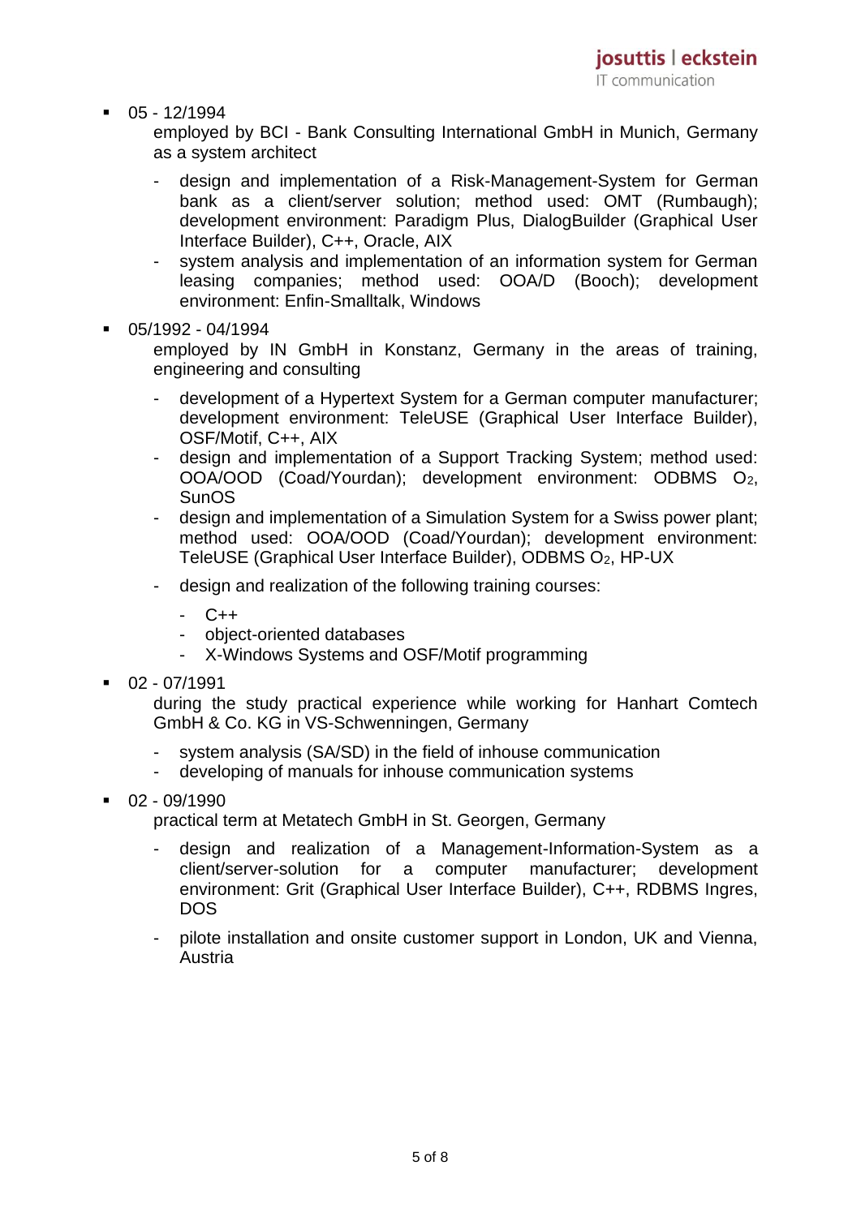- 05 - 12/1994
  employed by BCI - Bank Consulting International GmbH in Munich, Germany as a system architect
    - design and implementation of a Risk-Management-System for German bank as a client/server solution; method used: OMT (Rumbaugh); development environment: Paradigm Plus, DialogBuilder (Graphical User Interface Builder), C++, Oracle, AIX
    - system analysis and implementation of an information system for German leasing companies; method used: OOA/D (Booch); development environment: Enfin-Smalltalk, Windows

- 05/1992 - 04/1994
  employed by IN GmbH in Konstanz, Germany in the areas of training, engineering and consulting
    - development of a Hypertext System for a German computer manufacturer; development environment: TeleUSE (Graphical User Interface Builder), OSF/Motif, C++, AIX
    - design and implementation of a Support Tracking System; method used: OOA/OOD (Coad/Yourdan); development environment: ODBMS $O_2$, SunOS
    - design and implementation of a Simulation System for a Swiss power plant; method used: OOA/OOD (Coad/Yourdan); development environment: TeleUSE (Graphical User Interface Builder), ODBMS $O_2$, HP-UX
    - design and realization of the following training courses:
        - C++
        - object-oriented databases
        - X-Windows Systems and OSF/Motif programming

- 02 - 07/1991
  during the study practical experience while working for Hanhart Comtech GmbH & Co. KG in VS-Schwenningen, Germany
    - system analysis (SA/SD) in the field of inhouse communication
    - developing of manuals for inhouse communication systems

- 02 - 09/1990
  practical term at Metatech GmbH in St. Georgen, Germany
    - design and realization of a Management-Information-System as a client/server-solution for a computer manufacturer; development environment: Grit (Graphical User Interface Builder), C++, RDBMS Ingres, DOS
    - pilote installation and onsite customer support in London, UK and Vienna, Austria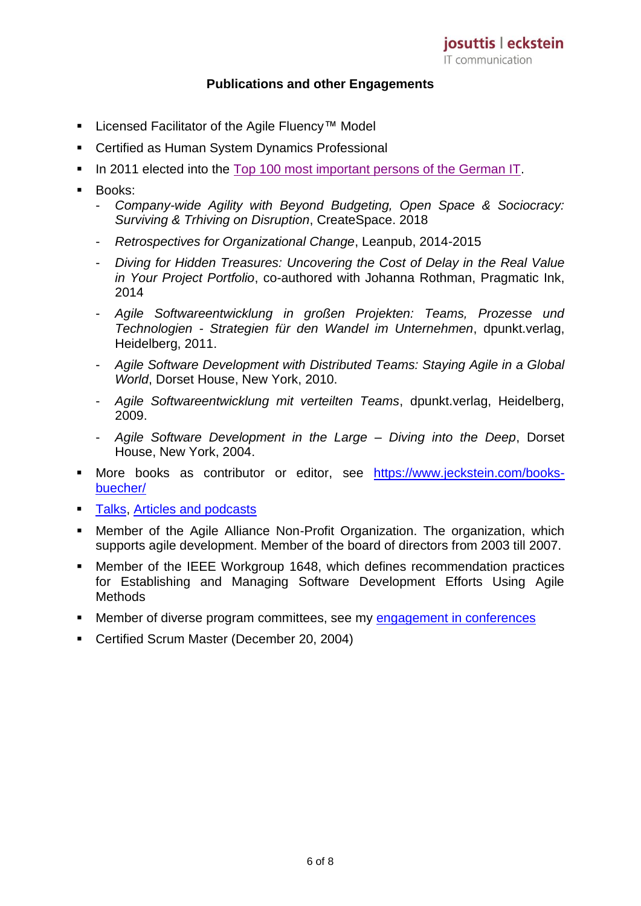## Publications and other Engagements

- Licensed Facilitator of the Agile Fluency™ Model
- Certified as Human System Dynamics Professional
- In 2011 elected into the [Top 100 most important persons of the German IT](#).
- Books:
  - *Company-wide Agility with Beyond Budgeting, Open Space & Sociocracy: Surviving & Trhiving on Disruption*, CreateSpace. 2018
  - *Retrospectives for Organizational Change*, Leanpub, 2014-2015
  - *Diving for Hidden Treasures: Uncovering the Cost of Delay in the Real Value in Your Project Portfolio*, co-authored with Johanna Rothman, Pragmatic Ink, 2014
  - *Agile Softwareentwicklung in großen Projekten: Teams, Prozesse und Technologien - Strategien für den Wandel im Unternehmen*, dpunkt.verlag, Heidelberg, 2011.
  - *Agile Software Development with Distributed Teams: Staying Agile in a Global World*, Dorset House, New York, 2010.
  - *Agile Softwareentwicklung mit verteilten Teams*, dpunkt.verlag, Heidelberg, 2009.
  - *Agile Software Development in the Large – Diving into the Deep*, Dorset House, New York, 2004.
- More books as contributor or editor, see [https://www.jeckstein.com/books-buecher/](https://www.jeckstein.com/books-buecher/)
- [Talks](#), [Articles and podcasts](#)
- Member of the Agile Alliance Non-Profit Organization. The organization, which supports agile development. Member of the board of directors from 2003 till 2007.
- Member of the IEEE Workgroup 1648, which defines recommendation practices for Establishing and Managing Software Development Efforts Using Agile Methods
- Member of diverse program committees, see my [engagement in conferences](#)
- Certified Scrum Master (December 20, 2004)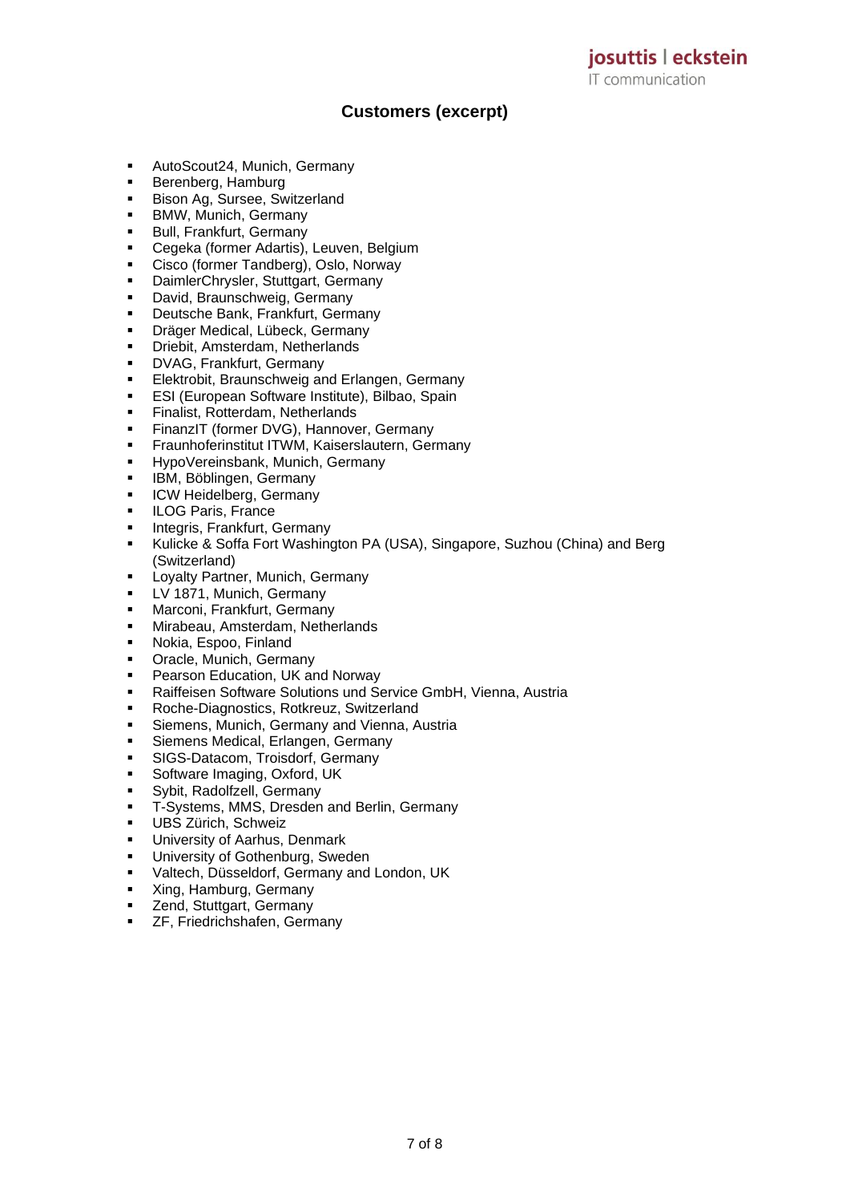## Customers (excerpt)

- AutoScout24, Munich, Germany
- Berenberg, Hamburg
- Bison Ag, Sursee, Switzerland
- BMW, Munich, Germany
- Bull, Frankfurt, Germany
- Cegeka (former Adartis), Leuven, Belgium
- Cisco (former Tandberg), Oslo, Norway
- DaimlerChrysler, Stuttgart, Germany
- David, Braunschweig, Germany
- Deutsche Bank, Frankfurt, Germany
- Dräger Medical, Lübeck, Germany
- Driebit, Amsterdam, Netherlands
- DVAG, Frankfurt, Germany
- Elektrobit, Braunschweig and Erlangen, Germany
- ESI (European Software Institute), Bilbao, Spain
- Finalist, Rotterdam, Netherlands
- FinanzIT (former DVG), Hannover, Germany
- Fraunhoferinstitut ITWM, Kaiserslautern, Germany
- HypoVereinsbank, Munich, Germany
- IBM, Böblingen, Germany
- ICW Heidelberg, Germany
- ILOG Paris, France
- Integris, Frankfurt, Germany
- Kulicke & Soffa Fort Washington PA (USA), Singapore, Suzhou (China) and Berg (Switzerland)
- Loyalty Partner, Munich, Germany
- LV 1871, Munich, Germany
- Marconi, Frankfurt, Germany
- Mirabeau, Amsterdam, Netherlands
- Nokia, Espoo, Finland
- Oracle, Munich, Germany
- Pearson Education, UK and Norway
- Raiffeisen Software Solutions und Service GmbH, Vienna, Austria
- Roche-Diagnostics, Rotkreuz, Switzerland
- Siemens, Munich, Germany and Vienna, Austria
- Siemens Medical, Erlangen, Germany
- SIGS-Datacom, Troisdorf, Germany
- Software Imaging, Oxford, UK
- Sybit, Radolfzell, Germany
- T-Systems, MMS, Dresden and Berlin, Germany
- UBS Zürich, Schweiz
- University of Aarhus, Denmark
- University of Gothenburg, Sweden
- Valtech, Düsseldorf, Germany and London, UK
- Xing, Hamburg, Germany
- Zend, Stuttgart, Germany
- ZF, Friedrichshafen, Germany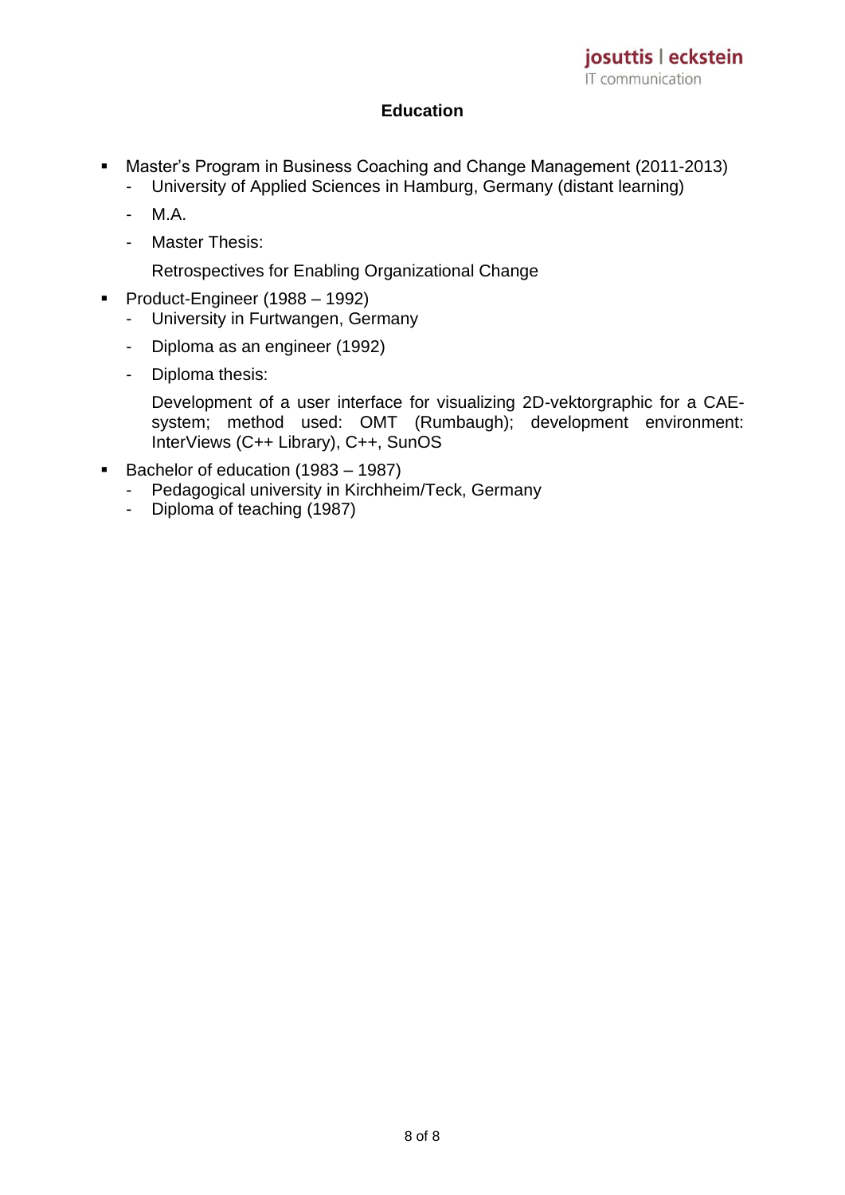## Education

- Master's Program in Business Coaching and Change Management (2011-2013)
  - University of Applied Sciences in Hamburg, Germany (distant learning)
  - M.A.
  - Master Thesis:

    Retrospectives for Enabling Organizational Change
- Product-Engineer (1988 – 1992)
  - University in Furtwangen, Germany
  - Diploma as an engineer (1992)
  - Diploma thesis:

    Development of a user interface for visualizing 2D-vektorgraphic for a CAE-system; method used: OMT (Rumbaugh); development environment: InterViews (C++ Library), C++, SunOS
- Bachelor of education (1983 – 1987)
  - Pedagogical university in Kirchheim/Teck, Germany
  - Diploma of teaching (1987)